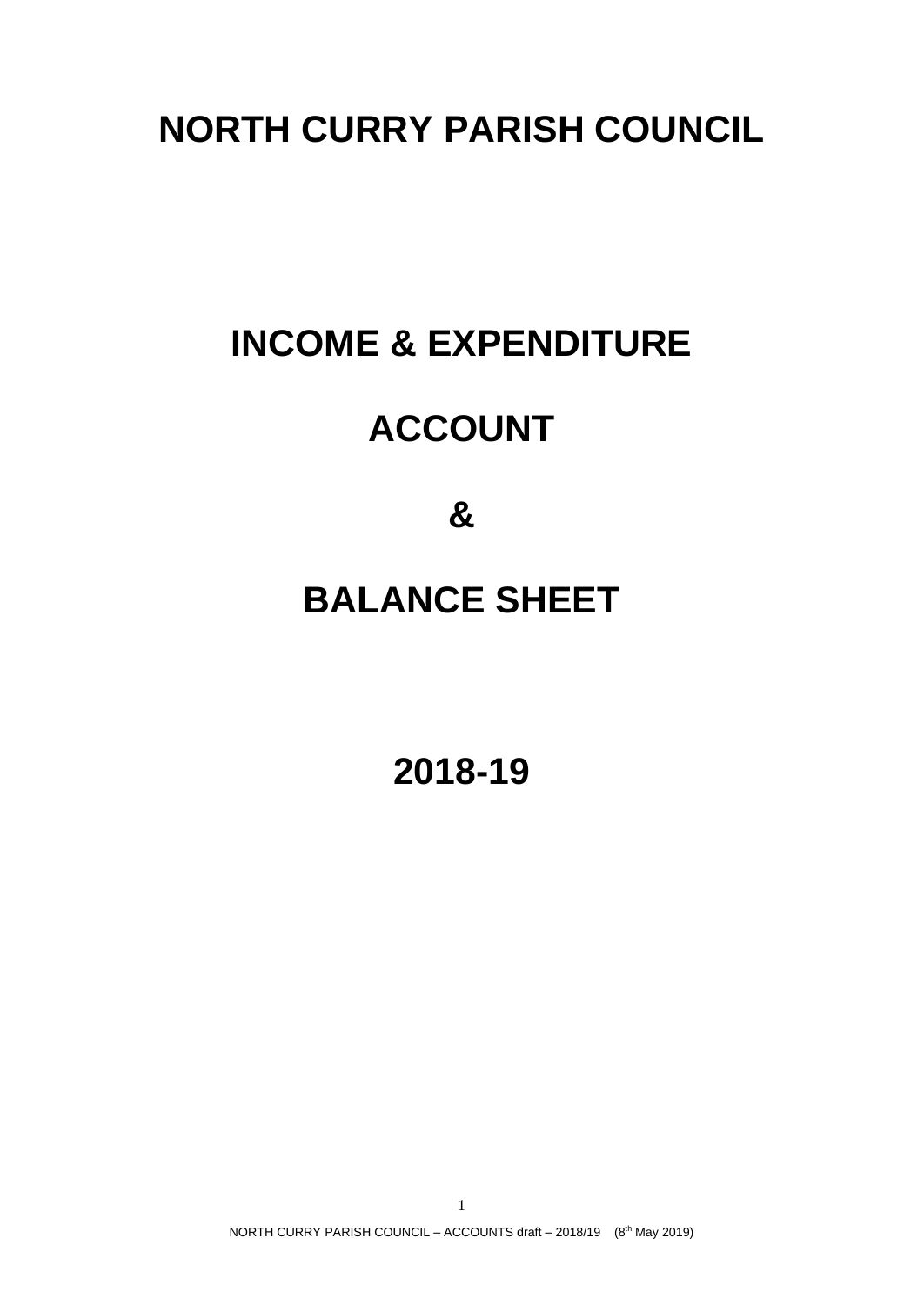# NORTH CURRY PARISH COUNCIL

# INCOME & EXPENDITURE

# ACCOUNT

# &

# BALANCE SHEET

# 2018-19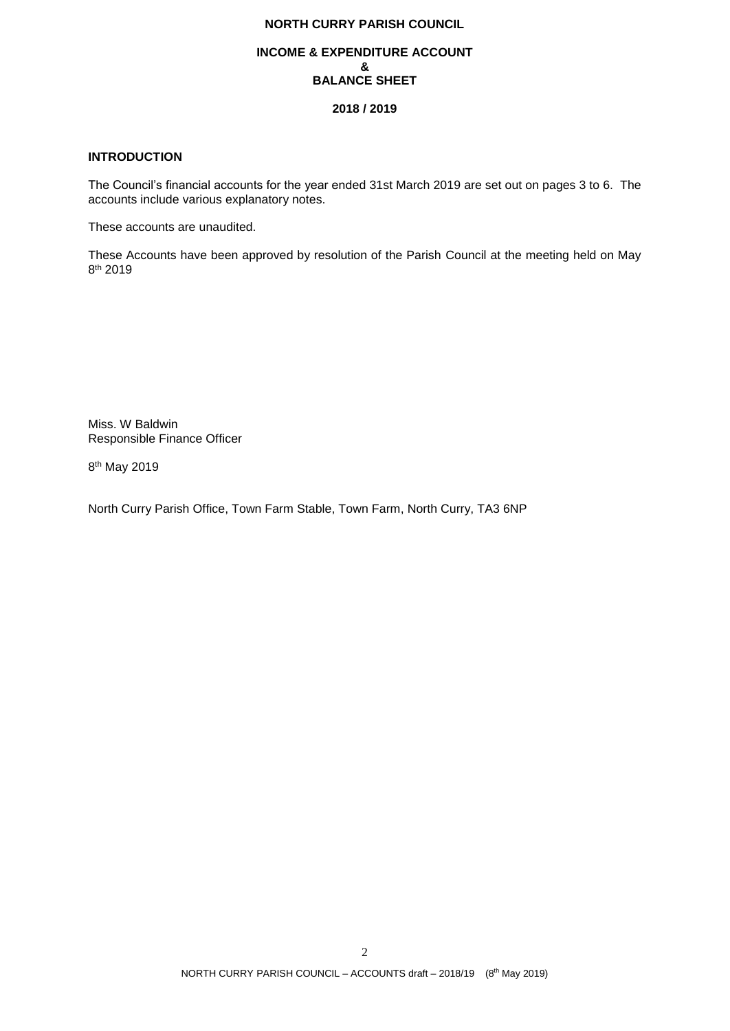# NORTH CURRY PARISH COUNCIL

## INCOME & EXPENDITURE ACCOUNT
## &
## BALANCE SHEET

## 2018 / 2019

### INTRODUCTION

The Council's financial accounts for the year ended 31st March 2019 are set out on pages 3 to 6. The accounts include various explanatory notes.

These accounts are unaudited.

These Accounts have been approved by resolution of the Parish Council at the meeting held on May 8th 2019

Miss. W Baldwin
Responsible Finance Officer

8th May 2019

North Curry Parish Office, Town Farm Stable, Town Farm, North Curry, TA3 6NP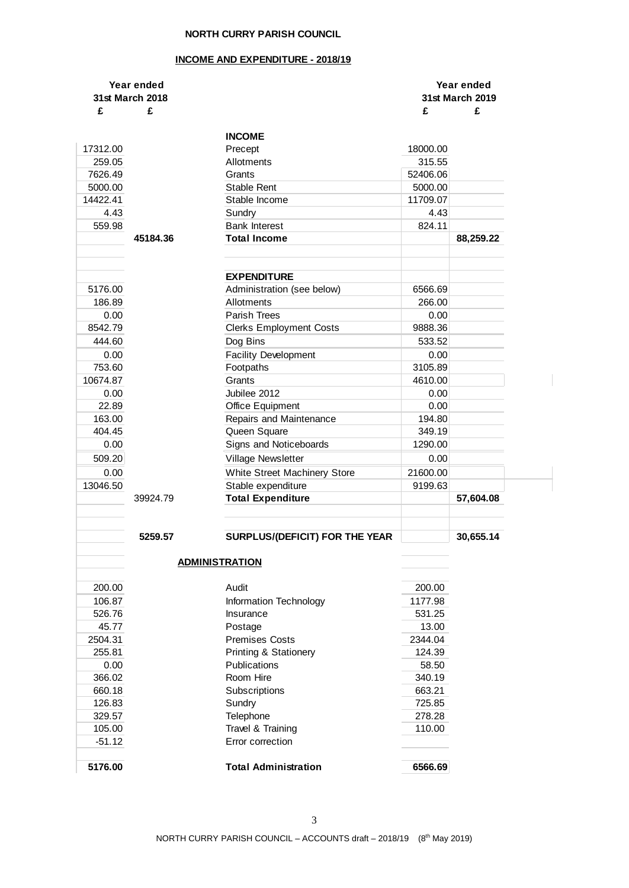**NORTH CURRY PARISH COUNCIL**

**INCOME AND EXPENDITURE - 2018/19**

| Year ended 31st March 2018 £ | £ | | Year ended 31st March 2019 £ | £ |
|---|---|---|---|---|
| | | **INCOME** | | |
| 17312.00 | | Precept | 18000.00 | |
| 259.05 | | Allotments | 315.55 | |
| 7626.49 | | Grants | 52406.06 | |
| 5000.00 | | Stable Rent | 5000.00 | |
| 14422.41 | | Stable Income | 11709.07 | |
| 4.43 | | Sundry | 4.43 | |
| 559.98 | | Bank Interest | 824.11 | |
| | **45184.36** | **Total Income** | | **88,259.22** |
| | | **EXPENDITURE** | | |
| 5176.00 | | Administration (see below) | 6566.69 | |
| 186.89 | | Allotments | 266.00 | |
| 0.00 | | Parish Trees | 0.00 | |
| 8542.79 | | Clerks Employment Costs | 9888.36 | |
| 444.60 | | Dog Bins | 533.52 | |
| 0.00 | | Facility Development | 0.00 | |
| 753.60 | | Footpaths | 3105.89 | |
| 10674.87 | | Grants | 4610.00 | |
| 0.00 | | Jubilee 2012 | 0.00 | |
| 22.89 | | Office Equipment | 0.00 | |
| 163.00 | | Repairs and Maintenance | 194.80 | |
| 404.45 | | Queen Square | 349.19 | |
| 0.00 | | Signs and Noticeboards | 1290.00 | |
| 509.20 | | Village Newsletter | 0.00 | |
| 0.00 | | White Street Machinery Store | 21600.00 | |
| 13046.50 | | Stable expenditure | 9199.63 | |
| | 39924.79 | **Total Expenditure** | | **57,604.08** |
| | **5259.57** | **SURPLUS/(DEFICIT) FOR THE YEAR** | | **30,655.14** |

**ADMINISTRATION**

| Year ended 31st March 2018 £ | | Year ended 31st March 2019 £ |
|---|---|---|
| 200.00 | Audit | 200.00 |
| 106.87 | Information Technology | 1177.98 |
| 526.76 | Insurance | 531.25 |
| 45.77 | Postage | 13.00 |
| 2504.31 | Premises Costs | 2344.04 |
| 255.81 | Printing & Stationery | 124.39 |
| 0.00 | Publications | 58.50 |
| 366.02 | Room Hire | 340.19 |
| 660.18 | Subscriptions | 663.21 |
| 126.83 | Sundry | 725.85 |
| 329.57 | Telephone | 278.28 |
| 105.00 | Travel & Training | 110.00 |
| -51.12 | Error correction | |
| **5176.00** | **Total Administration** | **6566.69** |

NORTH CURRY PARISH COUNCIL – ACCOUNTS draft – 2018/19 (8th May 2019)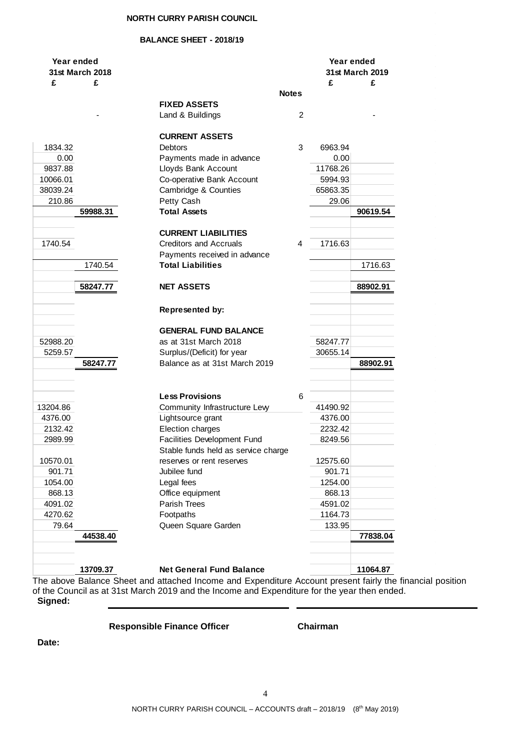**NORTH CURRY PARISH COUNCIL**

**BALANCE SHEET - 2018/19**

| Year ended 31st March 2018 £ | £ | | Notes | Year ended 31st March 2019 £ | £ |
|---|---|---|---|---|---|
| | | **FIXED ASSETS** | | | |
| | - | Land & Buildings | 2 | | - |
| | | **CURRENT ASSETS** | | | |
| 1834.32 | | Debtors | 3 | 6963.94 | |
| 0.00 | | Payments made in advance | | 0.00 | |
| 9837.88 | | Lloyds Bank Account | | 11768.26 | |
| 10066.01 | | Co-operative Bank Account | | 5994.93 | |
| 38039.24 | | Cambridge & Counties | | 65863.35 | |
| 210.86 | | Petty Cash | | 29.06 | |
| | **59988.31** | **Total Assets** | | | **90619.54** |
| | | **CURRENT LIABILITIES** | | | |
| 1740.54 | | Creditors and Accruals | 4 | 1716.63 | |
| | | Payments received in advance | | | |
| | 1740.54 | **Total Liabilities** | | | 1716.63 |
| | **58247.77** | **NET ASSETS** | | | **88902.91** |
| | | **Represented by:** | | | |
| | | **GENERAL FUND BALANCE** | | | |
| 52988.20 | | as at 31st March 2018 | | 58247.77 | |
| 5259.57 | | Surplus/(Deficit) for year | | 30655.14 | |
| | **58247.77** | Balance as at 31st March 2019 | | | **88902.91** |
| | | **Less Provisions** | 6 | | |
| 13204.86 | | Community Infrastructure Levy | | 41490.92 | |
| 4376.00 | | Lightsource grant | | 4376.00 | |
| 2132.42 | | Election charges | | 2232.42 | |
| 2989.99 | | Facilities Development Fund | | 8249.56 | |
| 10570.01 | | Stable funds held as service charge reserves or rent reserves | | 12575.60 | |
| 901.71 | | Jubilee fund | | 901.71 | |
| 1054.00 | | Legal fees | | 1254.00 | |
| 868.13 | | Office equipment | | 868.13 | |
| 4091.02 | | Parish Trees | | 4591.02 | |
| 4270.62 | | Footpaths | | 1164.73 | |
| 79.64 | | Queen Square Garden | | 133.95 | |
| | **44538.40** | | | | **77838.04** |
| | **13709.37** | **Net General Fund Balance** | | | **11064.87** |

The above Balance Sheet and attached Income and Expenditure Account present fairly the financial position of the Council as at 31st March 2019 and the Income and Expenditure for the year then ended.

**Signed:**

**Responsible Finance Officer** **Chairman**

**Date:**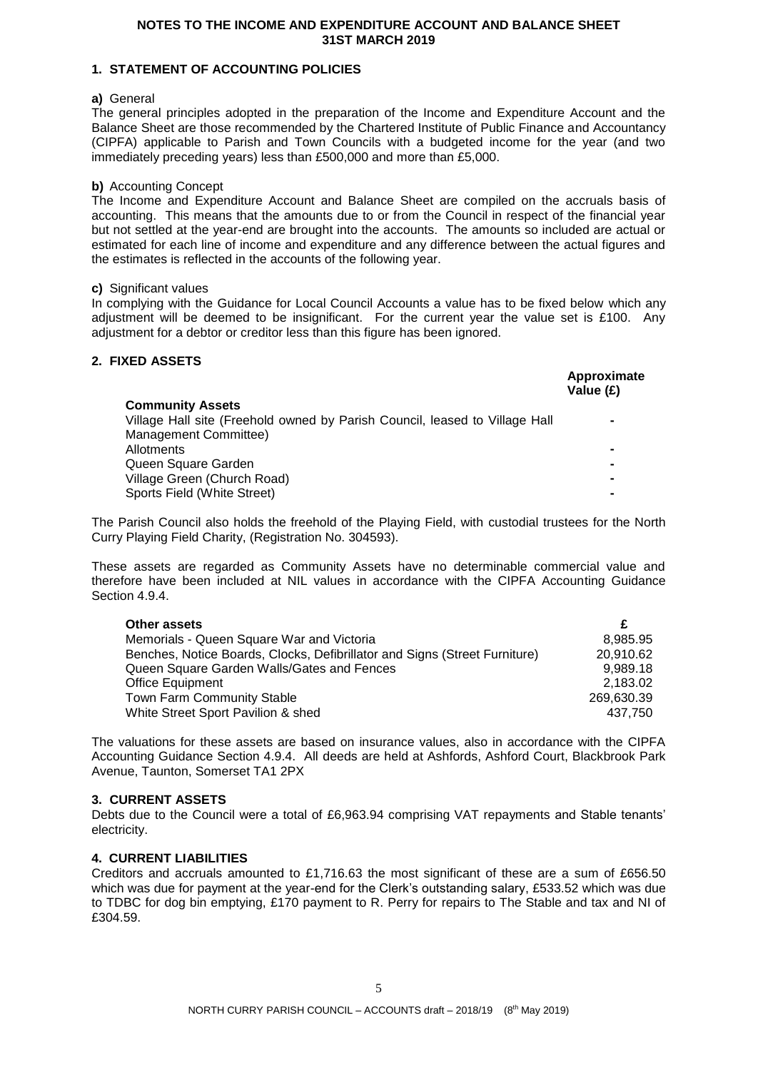# NOTES TO THE INCOME AND EXPENDITURE ACCOUNT AND BALANCE SHEET 31ST MARCH 2019

## 1. STATEMENT OF ACCOUNTING POLICIES

**a)** General

The general principles adopted in the preparation of the Income and Expenditure Account and the Balance Sheet are those recommended by the Chartered Institute of Public Finance and Accountancy (CIPFA) applicable to Parish and Town Councils with a budgeted income for the year (and two immediately preceding years) less than £500,000 and more than £5,000.

**b)** Accounting Concept

The Income and Expenditure Account and Balance Sheet are compiled on the accruals basis of accounting. This means that the amounts due to or from the Council in respect of the financial year but not settled at the year-end are brought into the accounts. The amounts so included are actual or estimated for each line of income and expenditure and any difference between the actual figures and the estimates is reflected in the accounts of the following year.

**c)** Significant values

In complying with the Guidance for Local Council Accounts a value has to be fixed below which any adjustment will be deemed to be insignificant. For the current year the value set is £100. Any adjustment for a debtor or creditor less than this figure has been ignored.

## 2. FIXED ASSETS

| **Community Assets** | **Approximate Value (£)** |
|---|---|
| Village Hall site (Freehold owned by Parish Council, leased to Village Hall Management Committee) | - |
| Allotments | - |
| Queen Square Garden | - |
| Village Green (Church Road) | - |
| Sports Field (White Street) | - |

The Parish Council also holds the freehold of the Playing Field, with custodial trustees for the North Curry Playing Field Charity, (Registration No. 304593).

These assets are regarded as Community Assets have no determinable commercial value and therefore have been included at NIL values in accordance with the CIPFA Accounting Guidance Section 4.9.4.

| **Other assets** | **£** |
|---|---|
| Memorials - Queen Square War and Victoria | 8,985.95 |
| Benches, Notice Boards, Clocks, Defibrillator and Signs (Street Furniture) | 20,910.62 |
| Queen Square Garden Walls/Gates and Fences | 9,989.18 |
| Office Equipment | 2,183.02 |
| Town Farm Community Stable | 269,630.39 |
| White Street Sport Pavilion & shed | 437,750 |

The valuations for these assets are based on insurance values, also in accordance with the CIPFA Accounting Guidance Section 4.9.4. All deeds are held at Ashfords, Ashford Court, Blackbrook Park Avenue, Taunton, Somerset TA1 2PX

## 3. CURRENT ASSETS

Debts due to the Council were a total of £6,963.94 comprising VAT repayments and Stable tenants' electricity.

## 4. CURRENT LIABILITIES

Creditors and accruals amounted to £1,716.63 the most significant of these are a sum of £656.50 which was due for payment at the year-end for the Clerk's outstanding salary, £533.52 which was due to TDBC for dog bin emptying, £170 payment to R. Perry for repairs to The Stable and tax and NI of £304.59.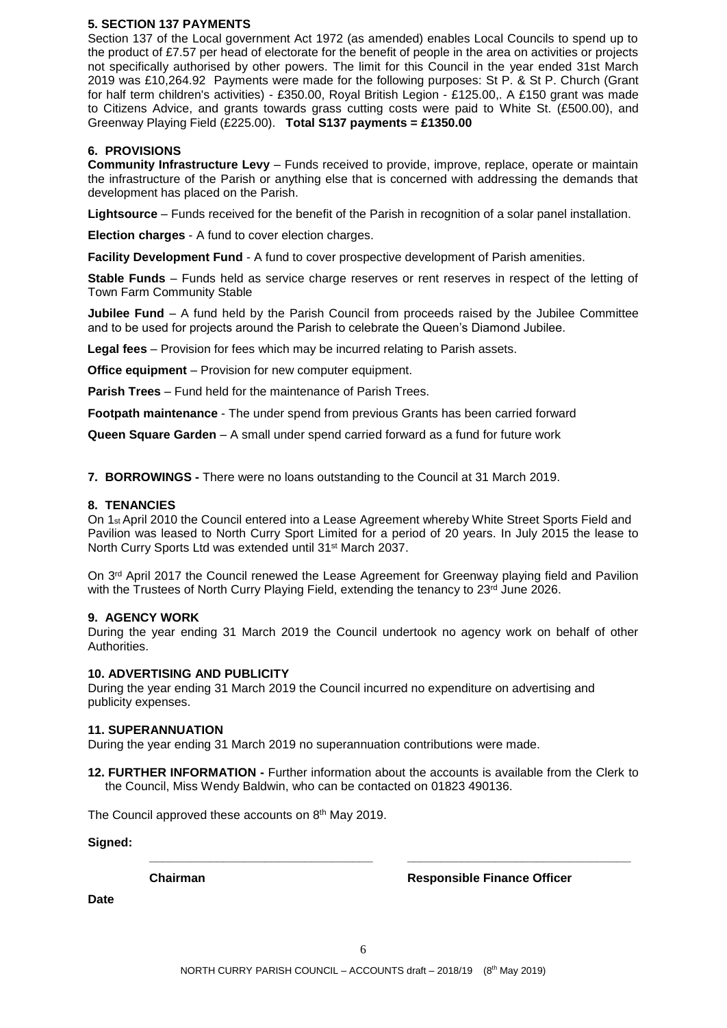## 5. SECTION 137 PAYMENTS

Section 137 of the Local government Act 1972 (as amended) enables Local Councils to spend up to the product of £7.57 per head of electorate for the benefit of people in the area on activities or projects not specifically authorised by other powers. The limit for this Council in the year ended 31st March 2019 was £10,264.92 Payments were made for the following purposes: St P. & St P. Church (Grant for half term children's activities) - £350.00, Royal British Legion - £125.00,. A £150 grant was made to Citizens Advice, and grants towards grass cutting costs were paid to White St. (£500.00), and Greenway Playing Field (£225.00). **Total S137 payments = £1350.00**

## 6. PROVISIONS

**Community Infrastructure Levy** – Funds received to provide, improve, replace, operate or maintain the infrastructure of the Parish or anything else that is concerned with addressing the demands that development has placed on the Parish.

**Lightsource** – Funds received for the benefit of the Parish in recognition of a solar panel installation.

**Election charges** - A fund to cover election charges.

**Facility Development Fund** - A fund to cover prospective development of Parish amenities.

**Stable Funds** – Funds held as service charge reserves or rent reserves in respect of the letting of Town Farm Community Stable

**Jubilee Fund** – A fund held by the Parish Council from proceeds raised by the Jubilee Committee and to be used for projects around the Parish to celebrate the Queen's Diamond Jubilee.

**Legal fees** – Provision for fees which may be incurred relating to Parish assets.

**Office equipment** – Provision for new computer equipment.

**Parish Trees** – Fund held for the maintenance of Parish Trees.

**Footpath maintenance** - The under spend from previous Grants has been carried forward

**Queen Square Garden** – A small under spend carried forward as a fund for future work

## 7. BORROWINGS - There were no loans outstanding to the Council at 31 March 2019.

## 8. TENANCIES

On 1st April 2010 the Council entered into a Lease Agreement whereby White Street Sports Field and Pavilion was leased to North Curry Sport Limited for a period of 20 years. In July 2015 the lease to North Curry Sports Ltd was extended until 31st March 2037.

On 3rd April 2017 the Council renewed the Lease Agreement for Greenway playing field and Pavilion with the Trustees of North Curry Playing Field, extending the tenancy to 23rd June 2026.

## 9. AGENCY WORK

During the year ending 31 March 2019 the Council undertook no agency work on behalf of other Authorities.

## 10. ADVERTISING AND PUBLICITY

During the year ending 31 March 2019 the Council incurred no expenditure on advertising and publicity expenses.

## 11. SUPERANNUATION

During the year ending 31 March 2019 no superannuation contributions were made.

**12. FURTHER INFORMATION -** Further information about the accounts is available from the Clerk to the Council, Miss Wendy Baldwin, who can be contacted on 01823 490136.

The Council approved these accounts on 8th May 2019.

**Signed:**

\_\_\_\_\_\_\_\_\_\_\_\_\_\_\_\_\_\_\_\_\_\_\_\_\_\_\_\_\_\_\_\_ \_\_\_\_\_\_\_\_\_\_\_\_\_\_\_\_\_\_\_\_\_\_\_\_\_\_\_\_\_\_\_\_

**Chairman** **Responsible Finance Officer**

**Date**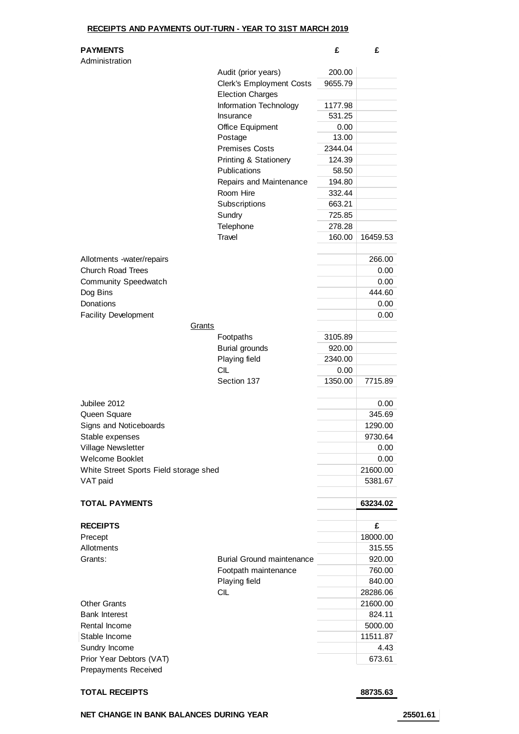**RECEIPTS AND PAYMENTS OUT-TURN - YEAR TO 31ST MARCH 2019**

| **PAYMENTS** | | **£** | **£** |
|---|---|---|---|
| Administration | | | |
| | Audit (prior years) | 200.00 | |
| | Clerk's Employment Costs | 9655.79 | |
| | Election Charges | | |
| | Information Technology | 1177.98 | |
| | Insurance | 531.25 | |
| | Office Equipment | 0.00 | |
| | Postage | 13.00 | |
| | Premises Costs | 2344.04 | |
| | Printing & Stationery | 124.39 | |
| | Publications | 58.50 | |
| | Repairs and Maintenance | 194.80 | |
| | Room Hire | 332.44 | |
| | Subscriptions | 663.21 | |
| | Sundry | 725.85 | |
| | Telephone | 278.28 | |
| | Travel | 160.00 | 16459.53 |
| | | | |
| Allotments -water/repairs | | | 266.00 |
| Church Road Trees | | | 0.00 |
| Community Speedwatch | | | 0.00 |
| Dog Bins | | | 444.60 |
| Donations | | | 0.00 |
| Facility Development | | | 0.00 |
| Grants | | | |
| | Footpaths | 3105.89 | |
| | Burial grounds | 920.00 | |
| | Playing field | 2340.00 | |
| | CIL | 0.00 | |
| | Section 137 | 1350.00 | 7715.89 |
| | | | |
| Jubilee 2012 | | | 0.00 |
| Queen Square | | | 345.69 |
| Signs and Noticeboards | | | 1290.00 |
| Stable expenses | | | 9730.64 |
| Village Newsletter | | | 0.00 |
| Welcome Booklet | | | 0.00 |
| White Street Sports Field storage shed | | | 21600.00 |
| VAT paid | | | 5381.67 |
| | | | |
| **TOTAL PAYMENTS** | | | **63234.02** |
| | | | |
| **RECEIPTS** | | | **£** |
| Precept | | | 18000.00 |
| Allotments | | | 315.55 |
| Grants: | Burial Ground maintenance | | 920.00 |
| | Footpath maintenance | | 760.00 |
| | Playing field | | 840.00 |
| | CIL | | 28286.06 |
| Other Grants | | | 21600.00 |
| Bank Interest | | | 824.11 |
| Rental Income | | | 5000.00 |
| Stable Income | | | 11511.87 |
| Sundry Income | | | 4.43 |
| Prior Year Debtors (VAT) | | | 673.61 |
| Prepayments Received | | | |
| | | | |
| **TOTAL RECEIPTS** | | | **88735.63** |

**NET CHANGE IN BANK BALANCES DURING YEAR** **25501.61**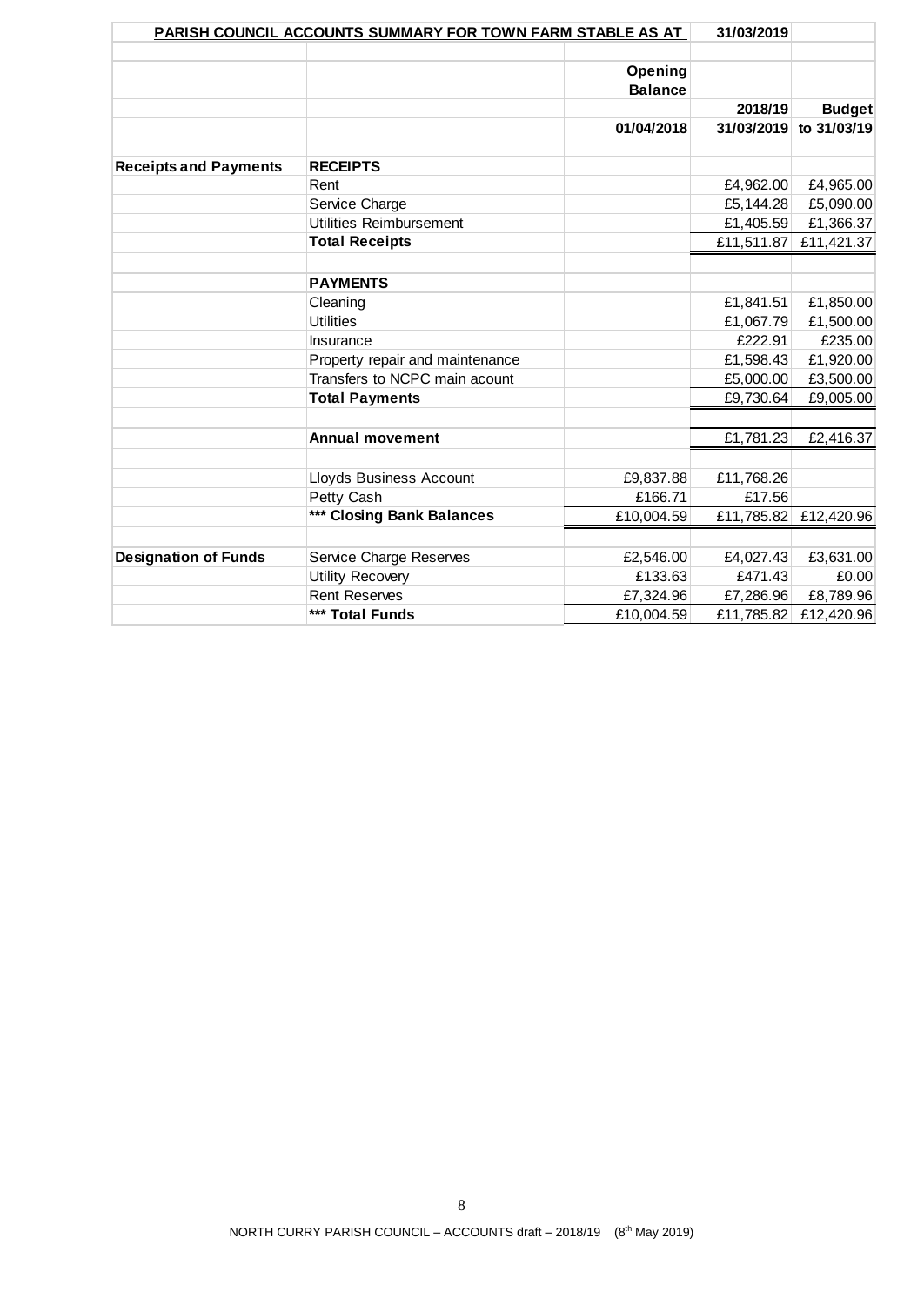| PARISH COUNCIL ACCOUNTS SUMMARY FOR TOWN FARM STABLE AS AT | | | 31/03/2019 | |
|---|---|---|---|---|
| | | **Opening Balance** | | |
| | | | **2018/19** | **Budget** |
| | | **01/04/2018** | **31/03/2019** | **to 31/03/19** |
| **Receipts and Payments** | **RECEIPTS** | | | |
| | Rent | | £4,962.00 | £4,965.00 |
| | Service Charge | | £5,144.28 | £5,090.00 |
| | Utilities Reimbursement | | £1,405.59 | £1,366.37 |
| | **Total Receipts** | | £11,511.87 | £11,421.37 |
| | **PAYMENTS** | | | |
| | Cleaning | | £1,841.51 | £1,850.00 |
| | Utilities | | £1,067.79 | £1,500.00 |
| | Insurance | | £222.91 | £235.00 |
| | Property repair and maintenance | | £1,598.43 | £1,920.00 |
| | Transfers to NCPC main acount | | £5,000.00 | £3,500.00 |
| | **Total Payments** | | £9,730.64 | £9,005.00 |
| | **Annual movement** | | £1,781.23 | £2,416.37 |
| | Lloyds Business Account | £9,837.88 | £11,768.26 | |
| | Petty Cash | £166.71 | £17.56 | |
| | **\*\*\* Closing Bank Balances** | £10,004.59 | £11,785.82 | £12,420.96 |
| **Designation of Funds** | Service Charge Reserves | £2,546.00 | £4,027.43 | £3,631.00 |
| | Utility Recovery | £133.63 | £471.43 | £0.00 |
| | Rent Reserves | £7,324.96 | £7,286.96 | £8,789.96 |
| | **\*\*\* Total Funds** | £10,004.59 | £11,785.82 | £12,420.96 |